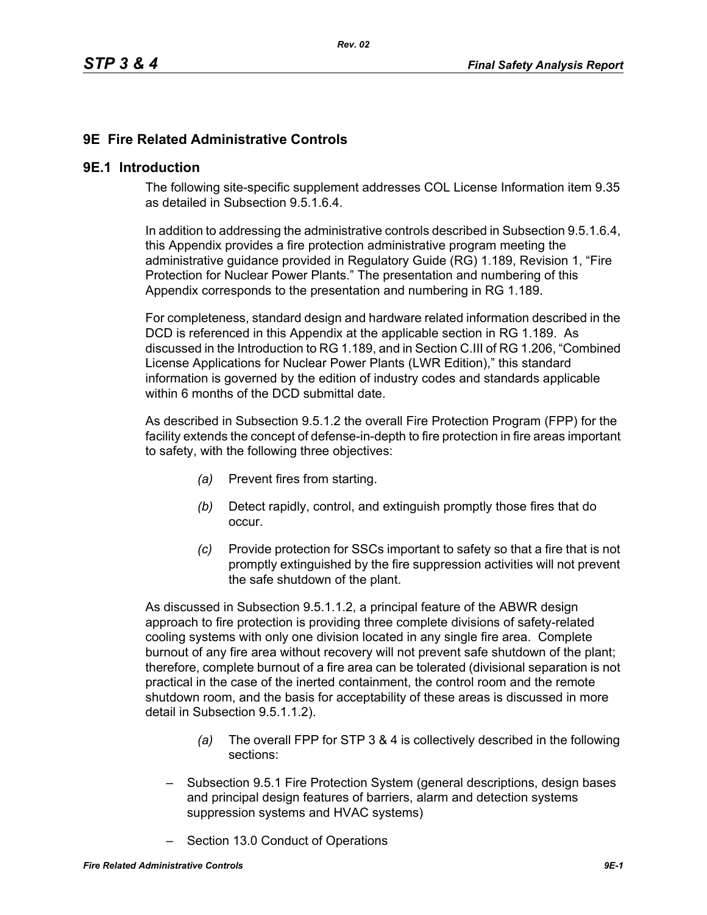# 9E Fire Related Administrative Controls

## 9E.1 Introduction

The following site-specific supplement addresses COL License Information item 9.35 as detailed in Subsection 9.5.1.6.4.

In addition to addressing the administrative controls described in Subsection 9.5.1.6.4, this Appendix provides a fire protection administrative program meeting the administrative guidance provided in Regulatory Guide (RG) 1.189, Revision 1, "Fire Protection for Nuclear Power Plants." The presentation and numbering of this Appendix corresponds to the presentation and numbering in RG 1.189.

For completeness, standard design and hardware related information described in the DCD is referenced in this Appendix at the applicable section in RG 1.189. As discussed in the Introduction to RG 1.189, and in Section C.III of RG 1.206, "Combined License Applications for Nuclear Power Plants (LWR Edition)," this standard information is governed by the edition of industry codes and standards applicable within 6 months of the DCD submittal date.

As described in Subsection 9.5.1.2 the overall Fire Protection Program (FPP) for the facility extends the concept of defense-in-depth to fire protection in fire areas important to safety, with the following three objectives:

*(a)* Prevent fires from starting.

*(b)* Detect rapidly, control, and extinguish promptly those fires that do occur.

*(c)* Provide protection for SSCs important to safety so that a fire that is not promptly extinguished by the fire suppression activities will not prevent the safe shutdown of the plant.

As discussed in Subsection 9.5.1.1.2, a principal feature of the ABWR design approach to fire protection is providing three complete divisions of safety-related cooling systems with only one division located in any single fire area. Complete burnout of any fire area without recovery will not prevent safe shutdown of the plant; therefore, complete burnout of a fire area can be tolerated (divisional separation is not practical in the case of the inerted containment, the control room and the remote shutdown room, and the basis for acceptability of these areas is discussed in more detail in Subsection 9.5.1.1.2).

*(a)* The overall FPP for STP 3 & 4 is collectively described in the following sections:

– Subsection 9.5.1 Fire Protection System (general descriptions, design bases and principal design features of barriers, alarm and detection systems suppression systems and HVAC systems)

– Section 13.0 Conduct of Operations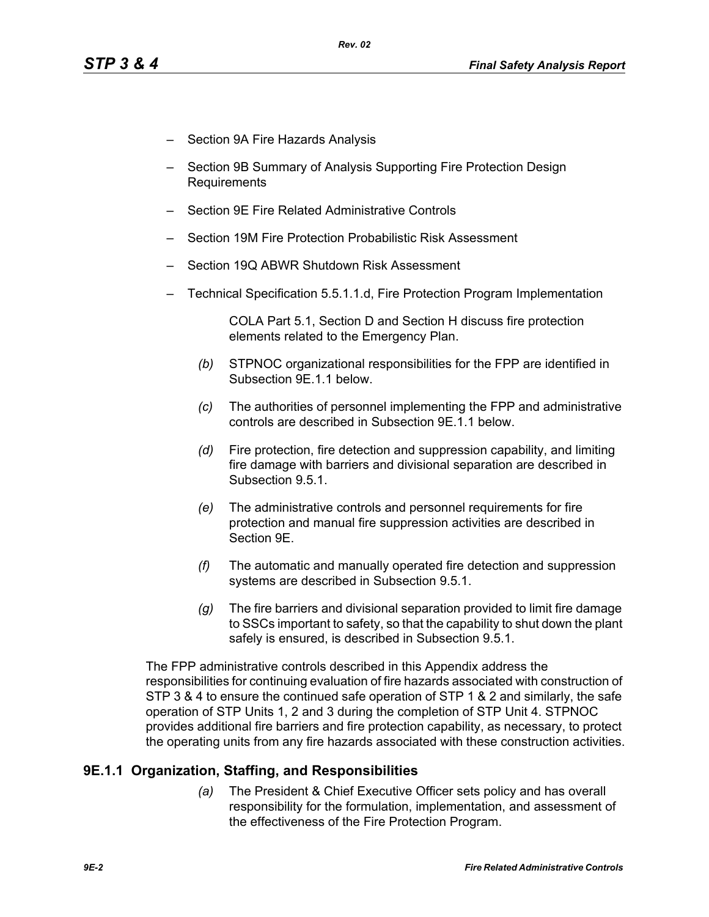– Section 9A Fire Hazards Analysis

– Section 9B Summary of Analysis Supporting Fire Protection Design Requirements

– Section 9E Fire Related Administrative Controls

– Section 19M Fire Protection Probabilistic Risk Assessment

– Section 19Q ABWR Shutdown Risk Assessment

– Technical Specification 5.5.1.1.d, Fire Protection Program Implementation

COLA Part 5.1, Section D and Section H discuss fire protection elements related to the Emergency Plan.

*(b)* STPNOC organizational responsibilities for the FPP are identified in Subsection 9E.1.1 below.

*(c)* The authorities of personnel implementing the FPP and administrative controls are described in Subsection 9E.1.1 below.

*(d)* Fire protection, fire detection and suppression capability, and limiting fire damage with barriers and divisional separation are described in Subsection 9.5.1.

*(e)* The administrative controls and personnel requirements for fire protection and manual fire suppression activities are described in Section 9E.

*(f)* The automatic and manually operated fire detection and suppression systems are described in Subsection 9.5.1.

*(g)* The fire barriers and divisional separation provided to limit fire damage to SSCs important to safety, so that the capability to shut down the plant safely is ensured, is described in Subsection 9.5.1.

The FPP administrative controls described in this Appendix address the responsibilities for continuing evaluation of fire hazards associated with construction of STP 3 & 4 to ensure the continued safe operation of STP 1 & 2 and similarly, the safe operation of STP Units 1, 2 and 3 during the completion of STP Unit 4. STPNOC provides additional fire barriers and fire protection capability, as necessary, to protect the operating units from any fire hazards associated with these construction activities.

## 9E.1.1 Organization, Staffing, and Responsibilities

*(a)* The President & Chief Executive Officer sets policy and has overall responsibility for the formulation, implementation, and assessment of the effectiveness of the Fire Protection Program.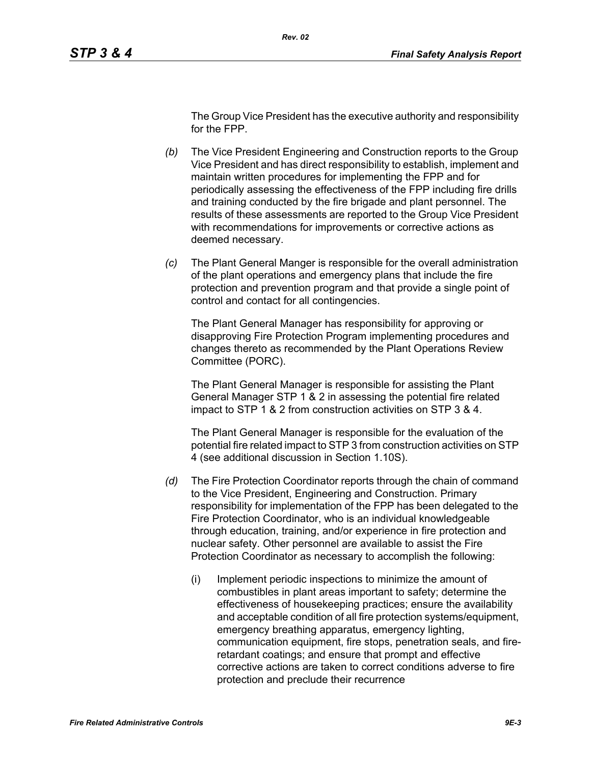The Group Vice President has the executive authority and responsibility for the FPP.

*(b)* The Vice President Engineering and Construction reports to the Group Vice President and has direct responsibility to establish, implement and maintain written procedures for implementing the FPP and for periodically assessing the effectiveness of the FPP including fire drills and training conducted by the fire brigade and plant personnel. The results of these assessments are reported to the Group Vice President with recommendations for improvements or corrective actions as deemed necessary.

*(c)* The Plant General Manger is responsible for the overall administration of the plant operations and emergency plans that include the fire protection and prevention program and that provide a single point of control and contact for all contingencies.

The Plant General Manager has responsibility for approving or disapproving Fire Protection Program implementing procedures and changes thereto as recommended by the Plant Operations Review Committee (PORC).

The Plant General Manager is responsible for assisting the Plant General Manager STP 1 & 2 in assessing the potential fire related impact to STP 1 & 2 from construction activities on STP 3 & 4.

The Plant General Manager is responsible for the evaluation of the potential fire related impact to STP 3 from construction activities on STP 4 (see additional discussion in Section 1.10S).

*(d)* The Fire Protection Coordinator reports through the chain of command to the Vice President, Engineering and Construction. Primary responsibility for implementation of the FPP has been delegated to the Fire Protection Coordinator, who is an individual knowledgeable through education, training, and/or experience in fire protection and nuclear safety. Other personnel are available to assist the Fire Protection Coordinator as necessary to accomplish the following:

(i) Implement periodic inspections to minimize the amount of combustibles in plant areas important to safety; determine the effectiveness of housekeeping practices; ensure the availability and acceptable condition of all fire protection systems/equipment, emergency breathing apparatus, emergency lighting, communication equipment, fire stops, penetration seals, and fire-retardant coatings; and ensure that prompt and effective corrective actions are taken to correct conditions adverse to fire protection and preclude their recurrence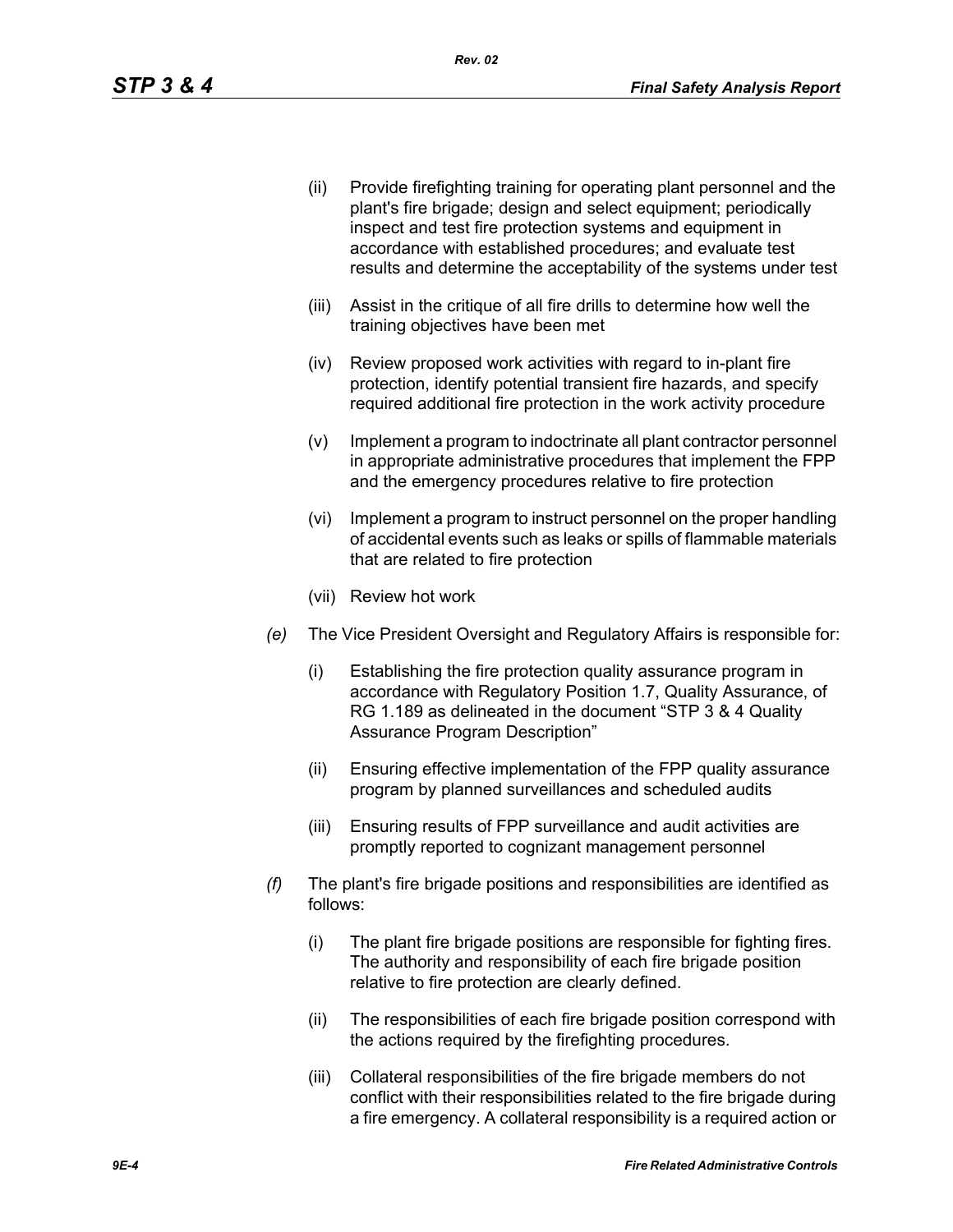(ii) Provide firefighting training for operating plant personnel and the plant's fire brigade; design and select equipment; periodically inspect and test fire protection systems and equipment in accordance with established procedures; and evaluate test results and determine the acceptability of the systems under test

(iii) Assist in the critique of all fire drills to determine how well the training objectives have been met

(iv) Review proposed work activities with regard to in-plant fire protection, identify potential transient fire hazards, and specify required additional fire protection in the work activity procedure

(v) Implement a program to indoctrinate all plant contractor personnel in appropriate administrative procedures that implement the FPP and the emergency procedures relative to fire protection

(vi) Implement a program to instruct personnel on the proper handling of accidental events such as leaks or spills of flammable materials that are related to fire protection

(vii) Review hot work

*(e)* The Vice President Oversight and Regulatory Affairs is responsible for:

(i) Establishing the fire protection quality assurance program in accordance with Regulatory Position 1.7, Quality Assurance, of RG 1.189 as delineated in the document "STP 3 & 4 Quality Assurance Program Description"

(ii) Ensuring effective implementation of the FPP quality assurance program by planned surveillances and scheduled audits

(iii) Ensuring results of FPP surveillance and audit activities are promptly reported to cognizant management personnel

*(f)* The plant's fire brigade positions and responsibilities are identified as follows:

(i) The plant fire brigade positions are responsible for fighting fires. The authority and responsibility of each fire brigade position relative to fire protection are clearly defined.

(ii) The responsibilities of each fire brigade position correspond with the actions required by the firefighting procedures.

(iii) Collateral responsibilities of the fire brigade members do not conflict with their responsibilities related to the fire brigade during a fire emergency. A collateral responsibility is a required action or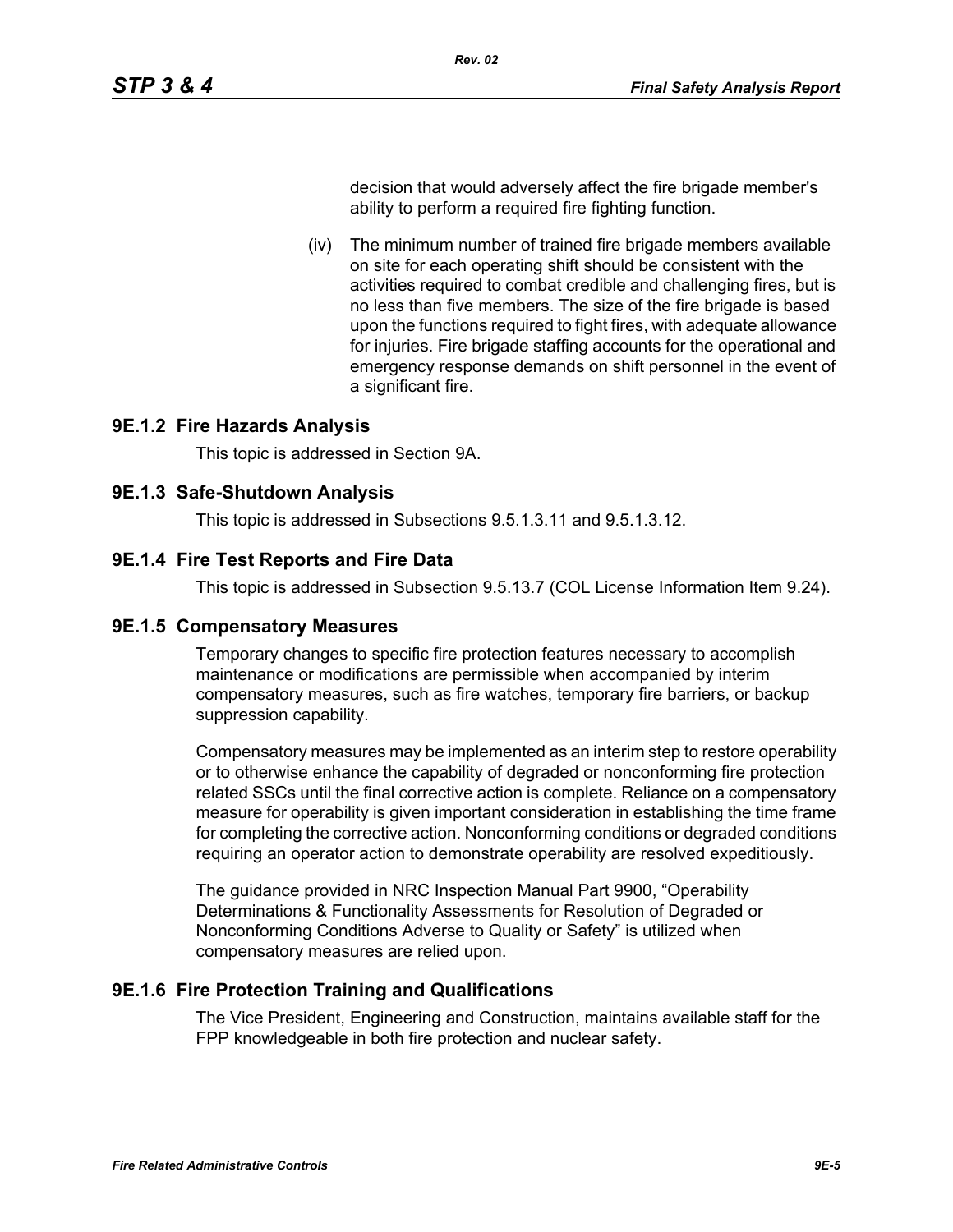decision that would adversely affect the fire brigade member's ability to perform a required fire fighting function.

(iv) The minimum number of trained fire brigade members available on site for each operating shift should be consistent with the activities required to combat credible and challenging fires, but is no less than five members. The size of the fire brigade is based upon the functions required to fight fires, with adequate allowance for injuries. Fire brigade staffing accounts for the operational and emergency response demands on shift personnel in the event of a significant fire.

### 9E.1.2 Fire Hazards Analysis

This topic is addressed in Section 9A.

### 9E.1.3 Safe-Shutdown Analysis

This topic is addressed in Subsections 9.5.1.3.11 and 9.5.1.3.12.

### 9E.1.4 Fire Test Reports and Fire Data

This topic is addressed in Subsection 9.5.13.7 (COL License Information Item 9.24).

### 9E.1.5 Compensatory Measures

Temporary changes to specific fire protection features necessary to accomplish maintenance or modifications are permissible when accompanied by interim compensatory measures, such as fire watches, temporary fire barriers, or backup suppression capability.

Compensatory measures may be implemented as an interim step to restore operability or to otherwise enhance the capability of degraded or nonconforming fire protection related SSCs until the final corrective action is complete. Reliance on a compensatory measure for operability is given important consideration in establishing the time frame for completing the corrective action. Nonconforming conditions or degraded conditions requiring an operator action to demonstrate operability are resolved expeditiously.

The guidance provided in NRC Inspection Manual Part 9900, “Operability Determinations & Functionality Assessments for Resolution of Degraded or Nonconforming Conditions Adverse to Quality or Safety” is utilized when compensatory measures are relied upon.

### 9E.1.6 Fire Protection Training and Qualifications

The Vice President, Engineering and Construction, maintains available staff for the FPP knowledgeable in both fire protection and nuclear safety.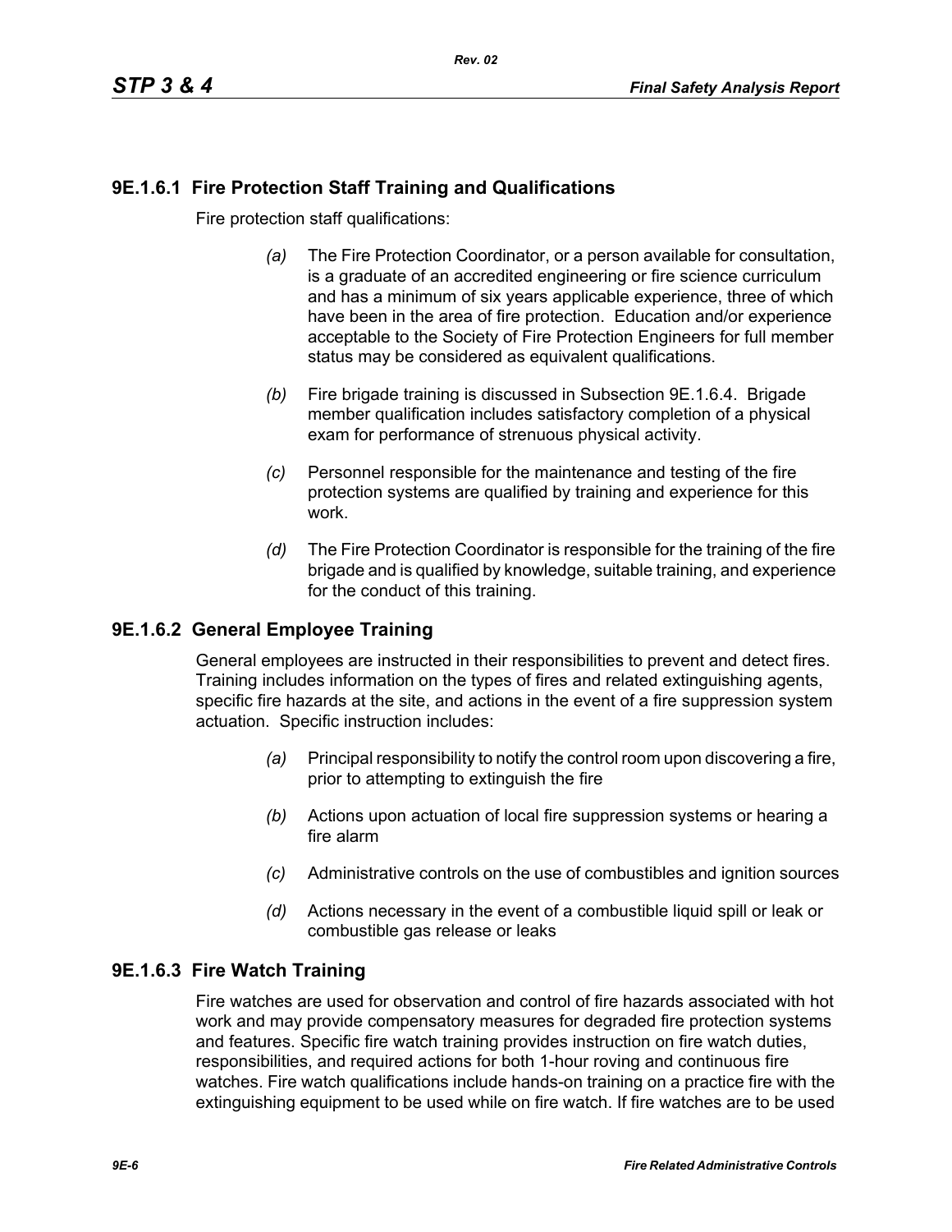### 9E.1.6.1 Fire Protection Staff Training and Qualifications

Fire protection staff qualifications:

*(a)* The Fire Protection Coordinator, or a person available for consultation, is a graduate of an accredited engineering or fire science curriculum and has a minimum of six years applicable experience, three of which have been in the area of fire protection. Education and/or experience acceptable to the Society of Fire Protection Engineers for full member status may be considered as equivalent qualifications.

*(b)* Fire brigade training is discussed in Subsection 9E.1.6.4. Brigade member qualification includes satisfactory completion of a physical exam for performance of strenuous physical activity.

*(c)* Personnel responsible for the maintenance and testing of the fire protection systems are qualified by training and experience for this work.

*(d)* The Fire Protection Coordinator is responsible for the training of the fire brigade and is qualified by knowledge, suitable training, and experience for the conduct of this training.

### 9E.1.6.2 General Employee Training

General employees are instructed in their responsibilities to prevent and detect fires. Training includes information on the types of fires and related extinguishing agents, specific fire hazards at the site, and actions in the event of a fire suppression system actuation. Specific instruction includes:

*(a)* Principal responsibility to notify the control room upon discovering a fire, prior to attempting to extinguish the fire

*(b)* Actions upon actuation of local fire suppression systems or hearing a fire alarm

*(c)* Administrative controls on the use of combustibles and ignition sources

*(d)* Actions necessary in the event of a combustible liquid spill or leak or combustible gas release or leaks

### 9E.1.6.3 Fire Watch Training

Fire watches are used for observation and control of fire hazards associated with hot work and may provide compensatory measures for degraded fire protection systems and features. Specific fire watch training provides instruction on fire watch duties, responsibilities, and required actions for both 1-hour roving and continuous fire watches. Fire watch qualifications include hands-on training on a practice fire with the extinguishing equipment to be used while on fire watch. If fire watches are to be used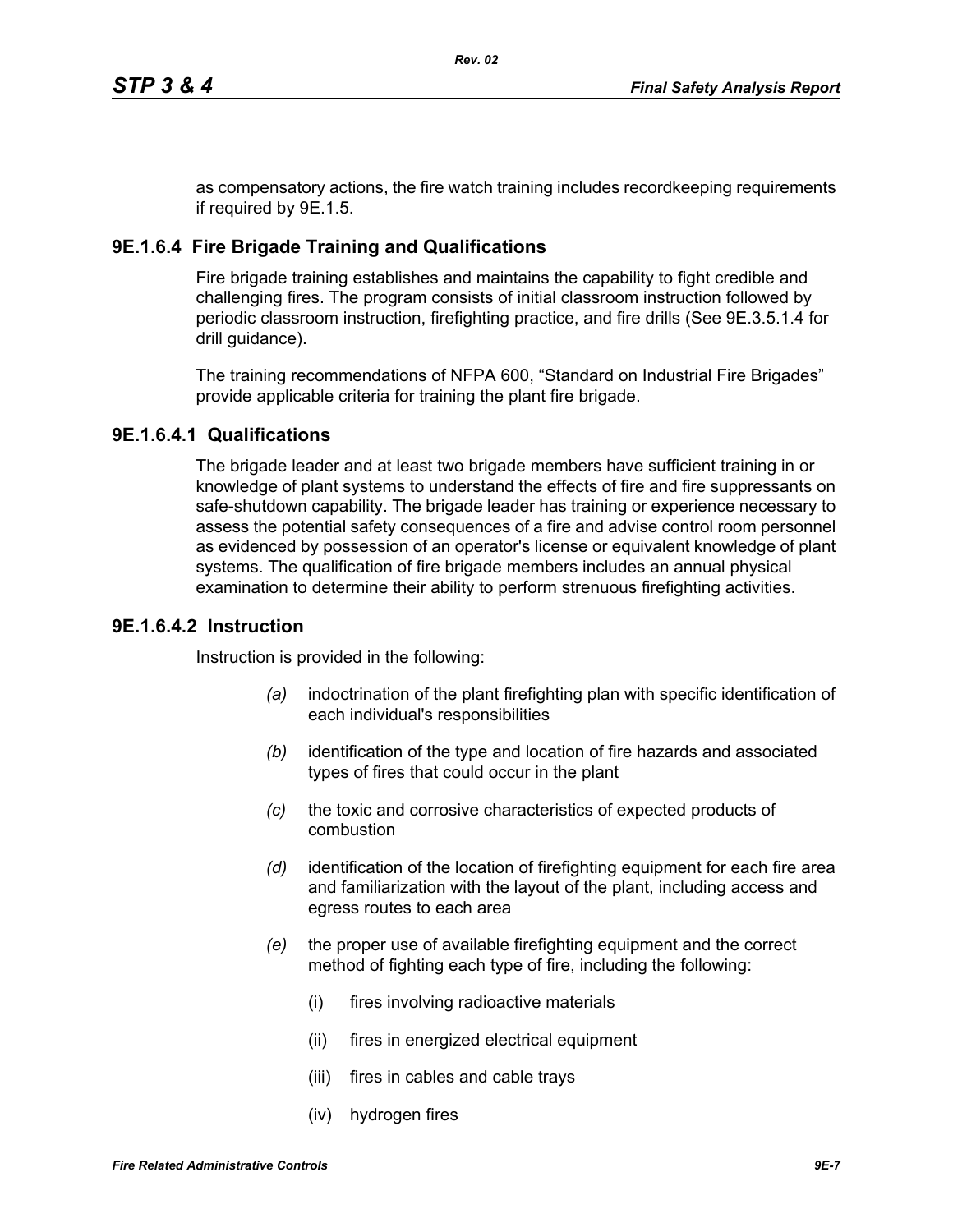as compensatory actions, the fire watch training includes recordkeeping requirements if required by 9E.1.5.

### 9E.1.6.4 Fire Brigade Training and Qualifications

Fire brigade training establishes and maintains the capability to fight credible and challenging fires. The program consists of initial classroom instruction followed by periodic classroom instruction, firefighting practice, and fire drills (See 9E.3.5.1.4 for drill guidance).

The training recommendations of NFPA 600, “Standard on Industrial Fire Brigades” provide applicable criteria for training the plant fire brigade.

#### 9E.1.6.4.1 Qualifications

The brigade leader and at least two brigade members have sufficient training in or knowledge of plant systems to understand the effects of fire and fire suppressants on safe-shutdown capability. The brigade leader has training or experience necessary to assess the potential safety consequences of a fire and advise control room personnel as evidenced by possession of an operator's license or equivalent knowledge of plant systems. The qualification of fire brigade members includes an annual physical examination to determine their ability to perform strenuous firefighting activities.

#### 9E.1.6.4.2 Instruction

Instruction is provided in the following:

*(a)* indoctrination of the plant firefighting plan with specific identification of each individual's responsibilities

*(b)* identification of the type and location of fire hazards and associated types of fires that could occur in the plant

*(c)* the toxic and corrosive characteristics of expected products of combustion

*(d)* identification of the location of firefighting equipment for each fire area and familiarization with the layout of the plant, including access and egress routes to each area

*(e)* the proper use of available firefighting equipment and the correct method of fighting each type of fire, including the following:

- (i) fires involving radioactive materials
- (ii) fires in energized electrical equipment
- (iii) fires in cables and cable trays
- (iv) hydrogen fires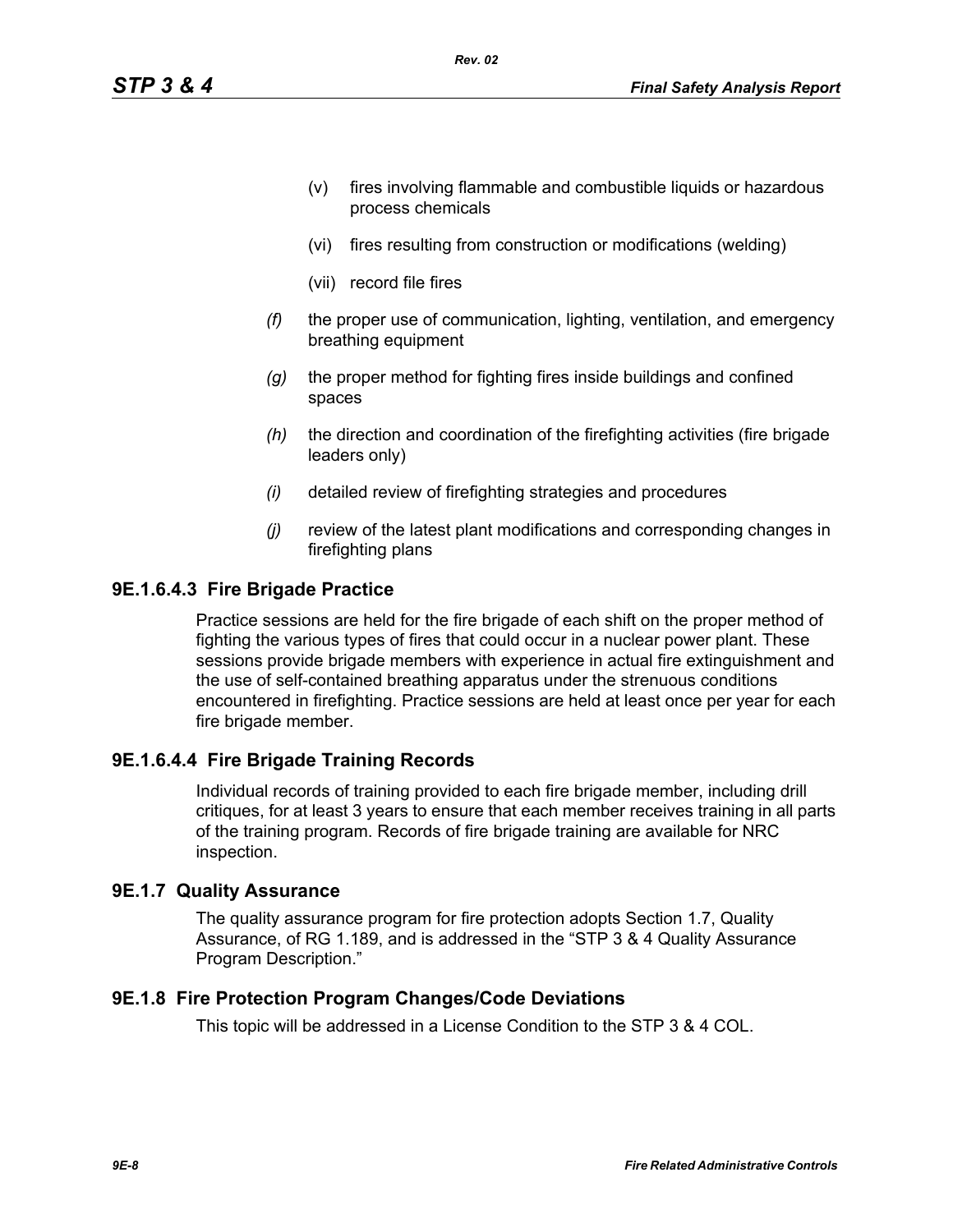(v) fires involving flammable and combustible liquids or hazardous process chemicals

(vi) fires resulting from construction or modifications (welding)

(vii) record file fires

*(f)* the proper use of communication, lighting, ventilation, and emergency breathing equipment

*(g)* the proper method for fighting fires inside buildings and confined spaces

*(h)* the direction and coordination of the firefighting activities (fire brigade leaders only)

*(i)* detailed review of firefighting strategies and procedures

*(j)* review of the latest plant modifications and corresponding changes in firefighting plans

### 9E.1.6.4.3 Fire Brigade Practice

Practice sessions are held for the fire brigade of each shift on the proper method of fighting the various types of fires that could occur in a nuclear power plant. These sessions provide brigade members with experience in actual fire extinguishment and the use of self-contained breathing apparatus under the strenuous conditions encountered in firefighting. Practice sessions are held at least once per year for each fire brigade member.

### 9E.1.6.4.4 Fire Brigade Training Records

Individual records of training provided to each fire brigade member, including drill critiques, for at least 3 years to ensure that each member receives training in all parts of the training program. Records of fire brigade training are available for NRC inspection.

## 9E.1.7 Quality Assurance

The quality assurance program for fire protection adopts Section 1.7, Quality Assurance, of RG 1.189, and is addressed in the "STP 3 & 4 Quality Assurance Program Description."

## 9E.1.8 Fire Protection Program Changes/Code Deviations

This topic will be addressed in a License Condition to the STP 3 & 4 COL.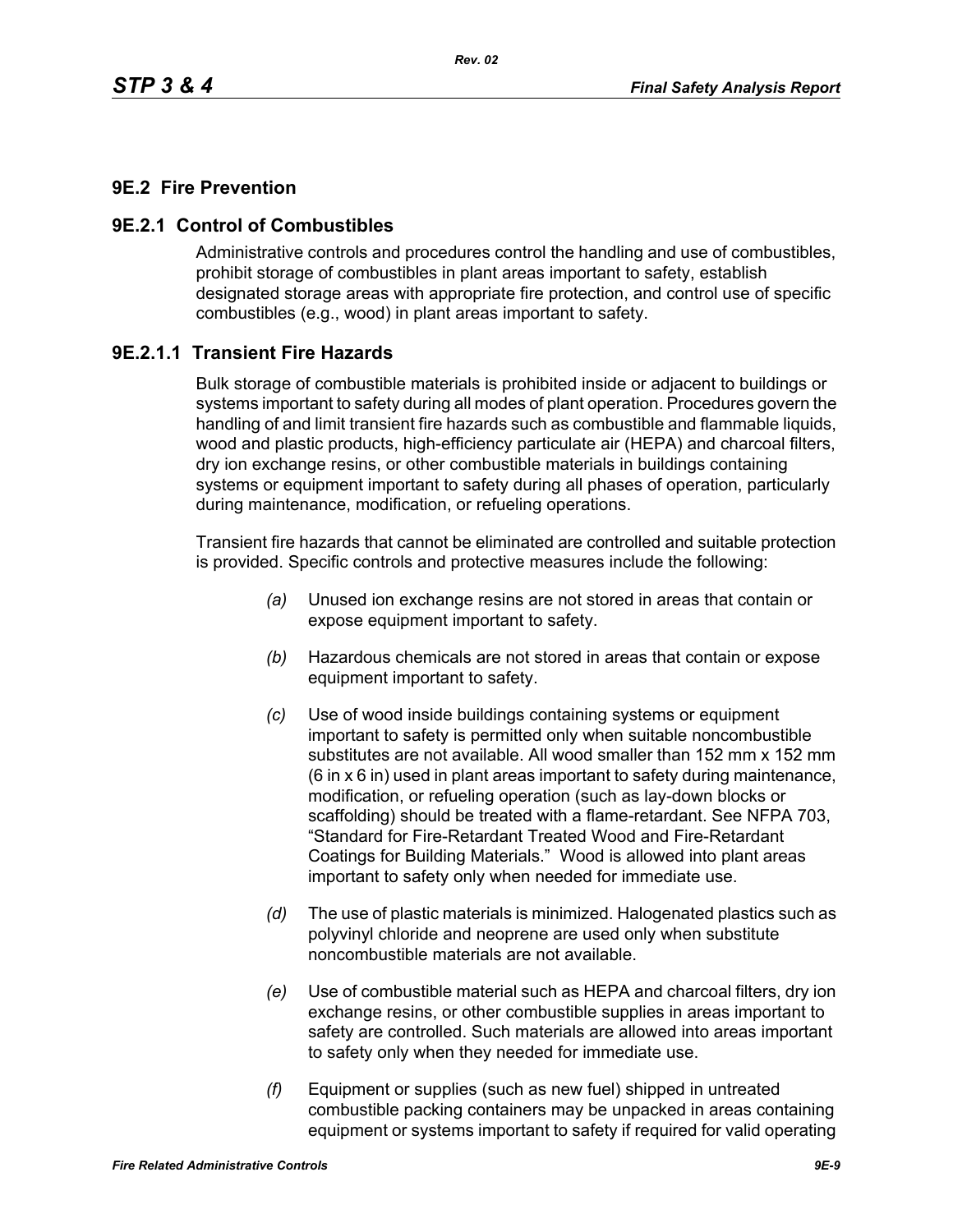## 9E.2 Fire Prevention

### 9E.2.1 Control of Combustibles

Administrative controls and procedures control the handling and use of combustibles, prohibit storage of combustibles in plant areas important to safety, establish designated storage areas with appropriate fire protection, and control use of specific combustibles (e.g., wood) in plant areas important to safety.

#### 9E.2.1.1 Transient Fire Hazards

Bulk storage of combustible materials is prohibited inside or adjacent to buildings or systems important to safety during all modes of plant operation. Procedures govern the handling of and limit transient fire hazards such as combustible and flammable liquids, wood and plastic products, high-efficiency particulate air (HEPA) and charcoal filters, dry ion exchange resins, or other combustible materials in buildings containing systems or equipment important to safety during all phases of operation, particularly during maintenance, modification, or refueling operations.

Transient fire hazards that cannot be eliminated are controlled and suitable protection is provided. Specific controls and protective measures include the following:

*(a)* Unused ion exchange resins are not stored in areas that contain or expose equipment important to safety.

*(b)* Hazardous chemicals are not stored in areas that contain or expose equipment important to safety.

*(c)* Use of wood inside buildings containing systems or equipment important to safety is permitted only when suitable noncombustible substitutes are not available. All wood smaller than 152 mm x 152 mm (6 in x 6 in) used in plant areas important to safety during maintenance, modification, or refueling operation (such as lay-down blocks or scaffolding) should be treated with a flame-retardant. See NFPA 703, "Standard for Fire-Retardant Treated Wood and Fire-Retardant Coatings for Building Materials." Wood is allowed into plant areas important to safety only when needed for immediate use.

*(d)* The use of plastic materials is minimized. Halogenated plastics such as polyvinyl chloride and neoprene are used only when substitute noncombustible materials are not available.

*(e)* Use of combustible material such as HEPA and charcoal filters, dry ion exchange resins, or other combustible supplies in areas important to safety are controlled. Such materials are allowed into areas important to safety only when they needed for immediate use.

*(f)* Equipment or supplies (such as new fuel) shipped in untreated combustible packing containers may be unpacked in areas containing equipment or systems important to safety if required for valid operating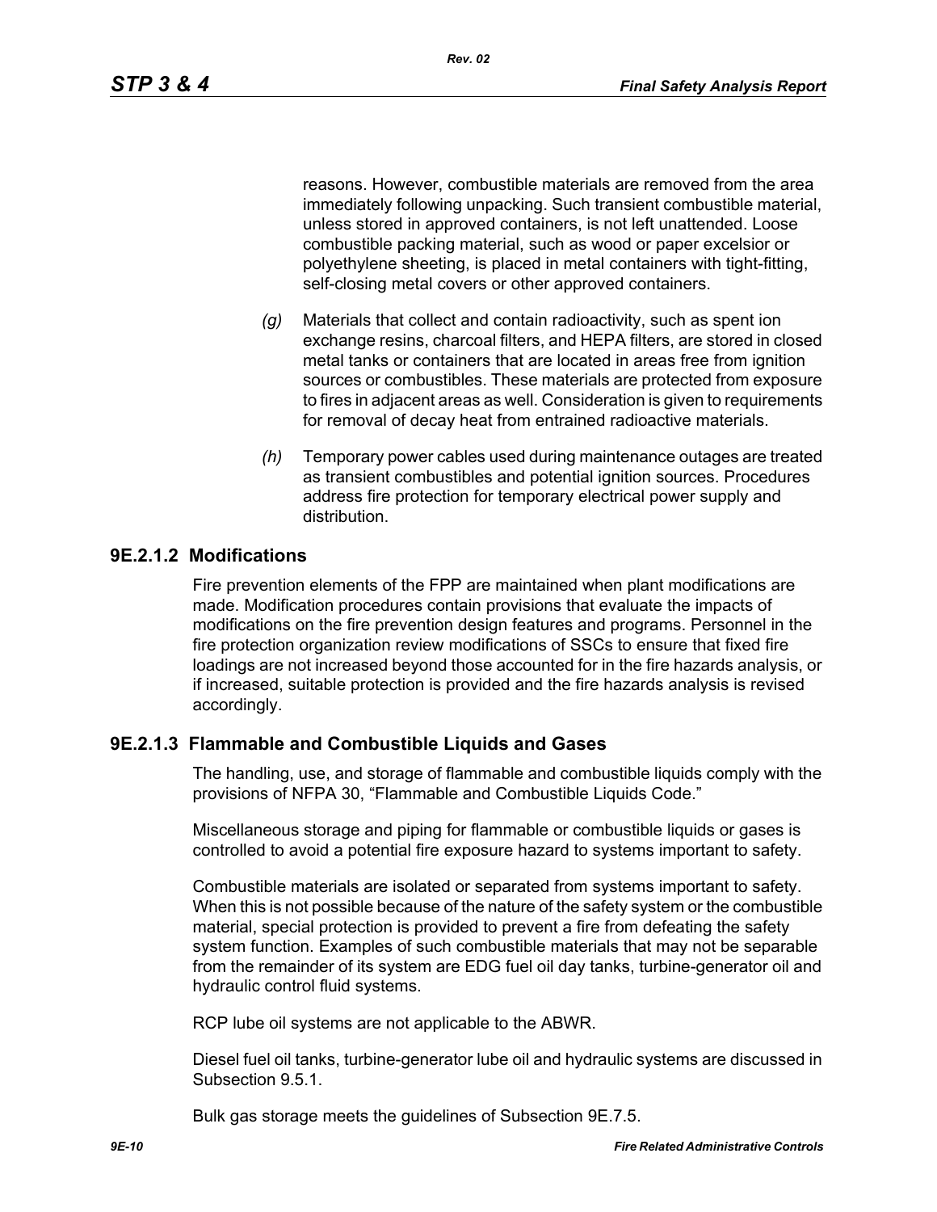reasons. However, combustible materials are removed from the area immediately following unpacking. Such transient combustible material, unless stored in approved containers, is not left unattended. Loose combustible packing material, such as wood or paper excelsior or polyethylene sheeting, is placed in metal containers with tight-fitting, self-closing metal covers or other approved containers.

*(g)* Materials that collect and contain radioactivity, such as spent ion exchange resins, charcoal filters, and HEPA filters, are stored in closed metal tanks or containers that are located in areas free from ignition sources or combustibles. These materials are protected from exposure to fires in adjacent areas as well. Consideration is given to requirements for removal of decay heat from entrained radioactive materials.

*(h)* Temporary power cables used during maintenance outages are treated as transient combustibles and potential ignition sources. Procedures address fire protection for temporary electrical power supply and distribution.

### 9E.2.1.2 Modifications

Fire prevention elements of the FPP are maintained when plant modifications are made. Modification procedures contain provisions that evaluate the impacts of modifications on the fire prevention design features and programs. Personnel in the fire protection organization review modifications of SSCs to ensure that fixed fire loadings are not increased beyond those accounted for in the fire hazards analysis, or if increased, suitable protection is provided and the fire hazards analysis is revised accordingly.

### 9E.2.1.3 Flammable and Combustible Liquids and Gases

The handling, use, and storage of flammable and combustible liquids comply with the provisions of NFPA 30, "Flammable and Combustible Liquids Code."

Miscellaneous storage and piping for flammable or combustible liquids or gases is controlled to avoid a potential fire exposure hazard to systems important to safety.

Combustible materials are isolated or separated from systems important to safety. When this is not possible because of the nature of the safety system or the combustible material, special protection is provided to prevent a fire from defeating the safety system function. Examples of such combustible materials that may not be separable from the remainder of its system are EDG fuel oil day tanks, turbine-generator oil and hydraulic control fluid systems.

RCP lube oil systems are not applicable to the ABWR.

Diesel fuel oil tanks, turbine-generator lube oil and hydraulic systems are discussed in Subsection 9.5.1.

Bulk gas storage meets the guidelines of Subsection 9E.7.5.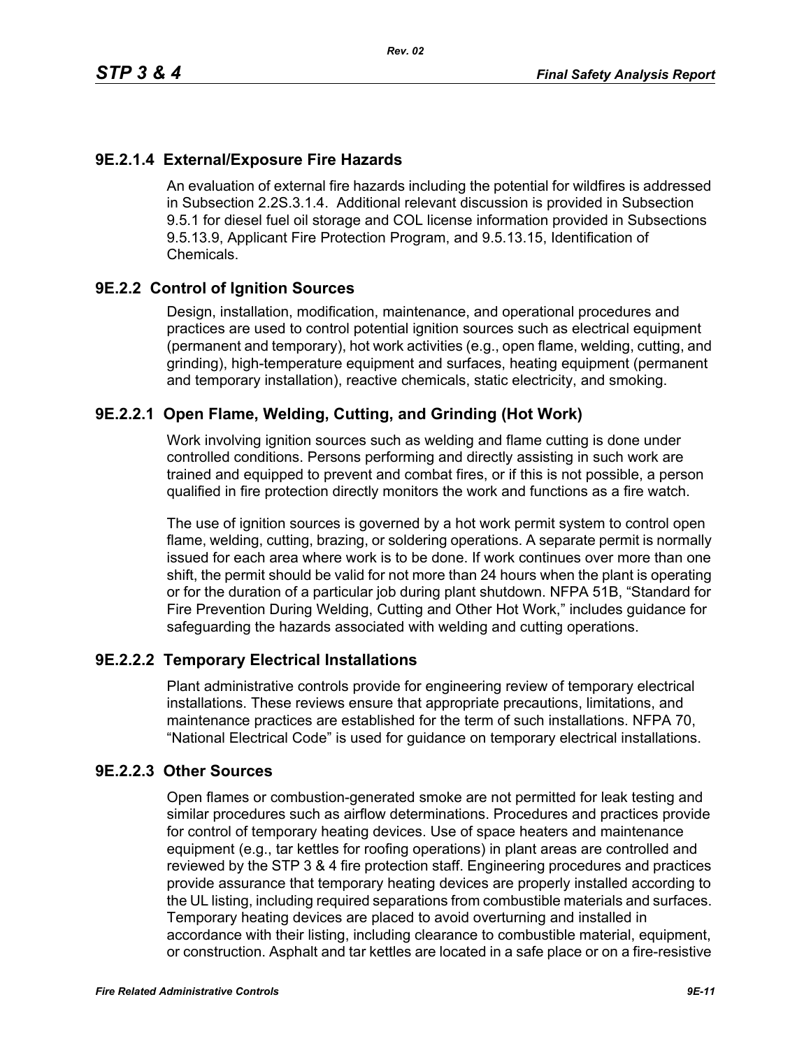### 9E.2.1.4 External/Exposure Fire Hazards

An evaluation of external fire hazards including the potential for wildfires is addressed in Subsection 2.2S.3.1.4. Additional relevant discussion is provided in Subsection 9.5.1 for diesel fuel oil storage and COL license information provided in Subsections 9.5.13.9, Applicant Fire Protection Program, and 9.5.13.15, Identification of Chemicals.

## 9E.2.2 Control of Ignition Sources

Design, installation, modification, maintenance, and operational procedures and practices are used to control potential ignition sources such as electrical equipment (permanent and temporary), hot work activities (e.g., open flame, welding, cutting, and grinding), high-temperature equipment and surfaces, heating equipment (permanent and temporary installation), reactive chemicals, static electricity, and smoking.

### 9E.2.2.1 Open Flame, Welding, Cutting, and Grinding (Hot Work)

Work involving ignition sources such as welding and flame cutting is done under controlled conditions. Persons performing and directly assisting in such work are trained and equipped to prevent and combat fires, or if this is not possible, a person qualified in fire protection directly monitors the work and functions as a fire watch.

The use of ignition sources is governed by a hot work permit system to control open flame, welding, cutting, brazing, or soldering operations. A separate permit is normally issued for each area where work is to be done. If work continues over more than one shift, the permit should be valid for not more than 24 hours when the plant is operating or for the duration of a particular job during plant shutdown. NFPA 51B, "Standard for Fire Prevention During Welding, Cutting and Other Hot Work," includes guidance for safeguarding the hazards associated with welding and cutting operations.

### 9E.2.2.2 Temporary Electrical Installations

Plant administrative controls provide for engineering review of temporary electrical installations. These reviews ensure that appropriate precautions, limitations, and maintenance practices are established for the term of such installations. NFPA 70, "National Electrical Code" is used for guidance on temporary electrical installations.

### 9E.2.2.3 Other Sources

Open flames or combustion-generated smoke are not permitted for leak testing and similar procedures such as airflow determinations. Procedures and practices provide for control of temporary heating devices. Use of space heaters and maintenance equipment (e.g., tar kettles for roofing operations) in plant areas are controlled and reviewed by the STP 3 & 4 fire protection staff. Engineering procedures and practices provide assurance that temporary heating devices are properly installed according to the UL listing, including required separations from combustible materials and surfaces. Temporary heating devices are placed to avoid overturning and installed in accordance with their listing, including clearance to combustible material, equipment, or construction. Asphalt and tar kettles are located in a safe place or on a fire-resistive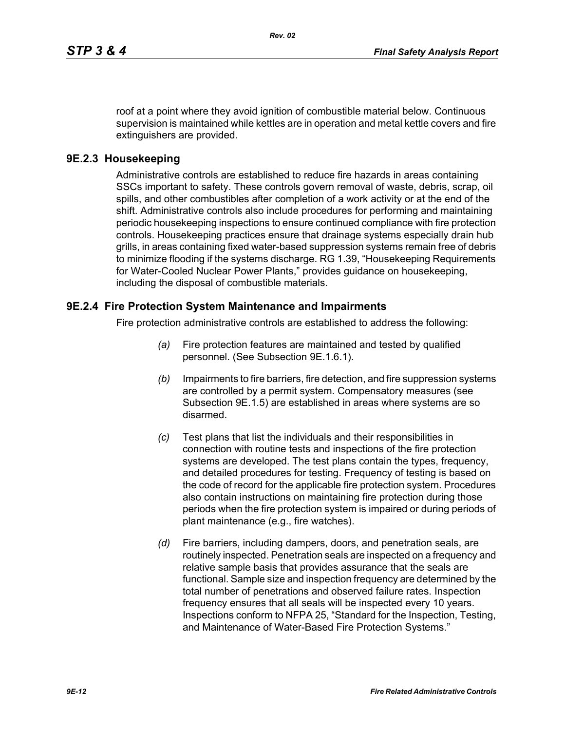roof at a point where they avoid ignition of combustible material below. Continuous supervision is maintained while kettles are in operation and metal kettle covers and fire extinguishers are provided.

### 9E.2.3 Housekeeping

Administrative controls are established to reduce fire hazards in areas containing SSCs important to safety. These controls govern removal of waste, debris, scrap, oil spills, and other combustibles after completion of a work activity or at the end of the shift. Administrative controls also include procedures for performing and maintaining periodic housekeeping inspections to ensure continued compliance with fire protection controls. Housekeeping practices ensure that drainage systems especially drain hub grills, in areas containing fixed water-based suppression systems remain free of debris to minimize flooding if the systems discharge. RG 1.39, "Housekeeping Requirements for Water-Cooled Nuclear Power Plants," provides guidance on housekeeping, including the disposal of combustible materials.

### 9E.2.4 Fire Protection System Maintenance and Impairments

Fire protection administrative controls are established to address the following:

*(a)* Fire protection features are maintained and tested by qualified personnel. (See Subsection 9E.1.6.1).

*(b)* Impairments to fire barriers, fire detection, and fire suppression systems are controlled by a permit system. Compensatory measures (see Subsection 9E.1.5) are established in areas where systems are so disarmed.

*(c)* Test plans that list the individuals and their responsibilities in connection with routine tests and inspections of the fire protection systems are developed. The test plans contain the types, frequency, and detailed procedures for testing. Frequency of testing is based on the code of record for the applicable fire protection system. Procedures also contain instructions on maintaining fire protection during those periods when the fire protection system is impaired or during periods of plant maintenance (e.g., fire watches).

*(d)* Fire barriers, including dampers, doors, and penetration seals, are routinely inspected. Penetration seals are inspected on a frequency and relative sample basis that provides assurance that the seals are functional. Sample size and inspection frequency are determined by the total number of penetrations and observed failure rates. Inspection frequency ensures that all seals will be inspected every 10 years. Inspections conform to NFPA 25, "Standard for the Inspection, Testing, and Maintenance of Water-Based Fire Protection Systems."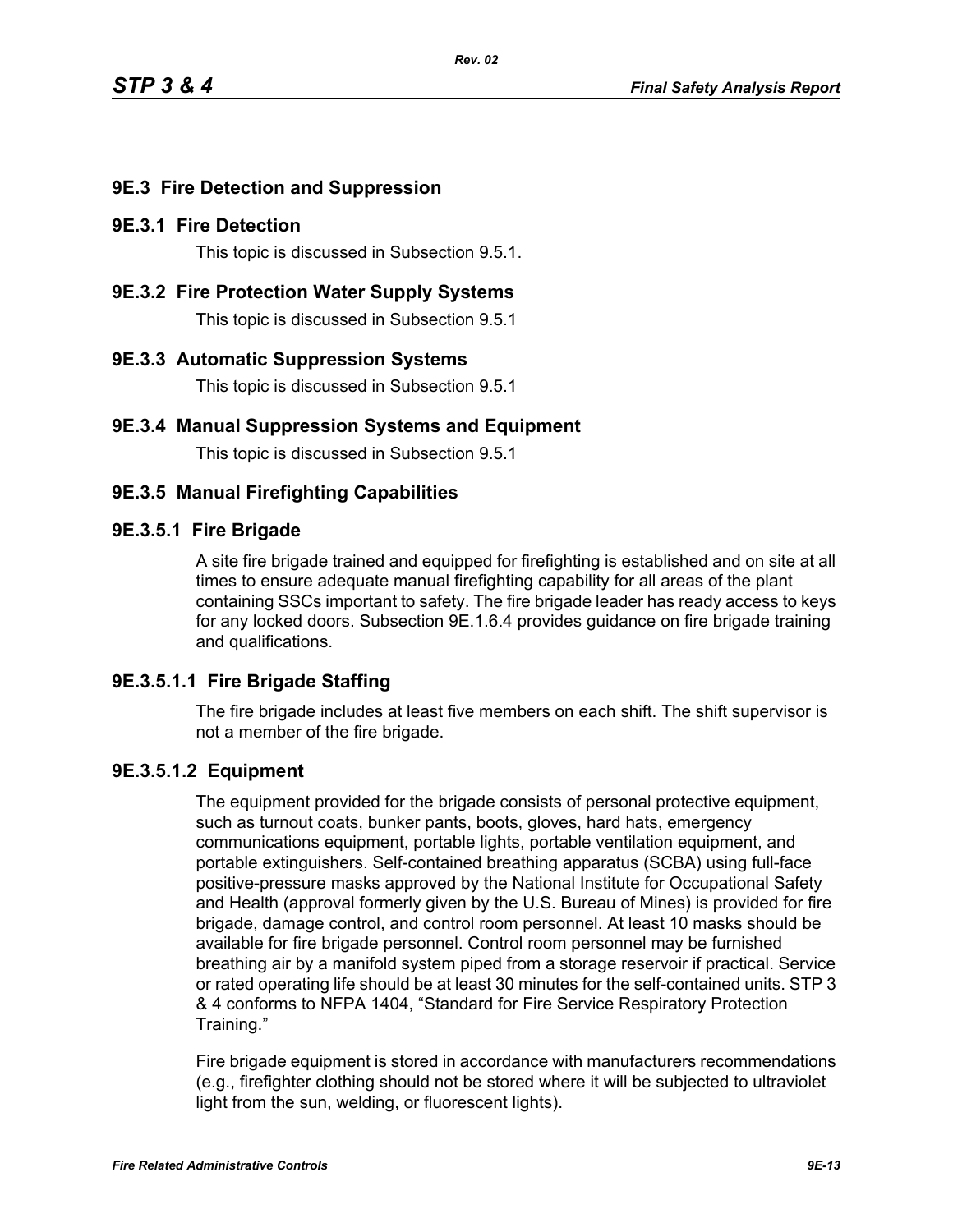## 9E.3 Fire Detection and Suppression

### 9E.3.1 Fire Detection

This topic is discussed in Subsection 9.5.1.

### 9E.3.2 Fire Protection Water Supply Systems

This topic is discussed in Subsection 9.5.1

### 9E.3.3 Automatic Suppression Systems

This topic is discussed in Subsection 9.5.1

### 9E.3.4 Manual Suppression Systems and Equipment

This topic is discussed in Subsection 9.5.1

### 9E.3.5 Manual Firefighting Capabilities

#### 9E.3.5.1 Fire Brigade

A site fire brigade trained and equipped for firefighting is established and on site at all times to ensure adequate manual firefighting capability for all areas of the plant containing SSCs important to safety. The fire brigade leader has ready access to keys for any locked doors. Subsection 9E.1.6.4 provides guidance on fire brigade training and qualifications.

##### 9E.3.5.1.1 Fire Brigade Staffing

The fire brigade includes at least five members on each shift. The shift supervisor is not a member of the fire brigade.

##### 9E.3.5.1.2 Equipment

The equipment provided for the brigade consists of personal protective equipment, such as turnout coats, bunker pants, boots, gloves, hard hats, emergency communications equipment, portable lights, portable ventilation equipment, and portable extinguishers. Self-contained breathing apparatus (SCBA) using full-face positive-pressure masks approved by the National Institute for Occupational Safety and Health (approval formerly given by the U.S. Bureau of Mines) is provided for fire brigade, damage control, and control room personnel. At least 10 masks should be available for fire brigade personnel. Control room personnel may be furnished breathing air by a manifold system piped from a storage reservoir if practical. Service or rated operating life should be at least 30 minutes for the self-contained units. STP 3 & 4 conforms to NFPA 1404, "Standard for Fire Service Respiratory Protection Training."

Fire brigade equipment is stored in accordance with manufacturers recommendations (e.g., firefighter clothing should not be stored where it will be subjected to ultraviolet light from the sun, welding, or fluorescent lights).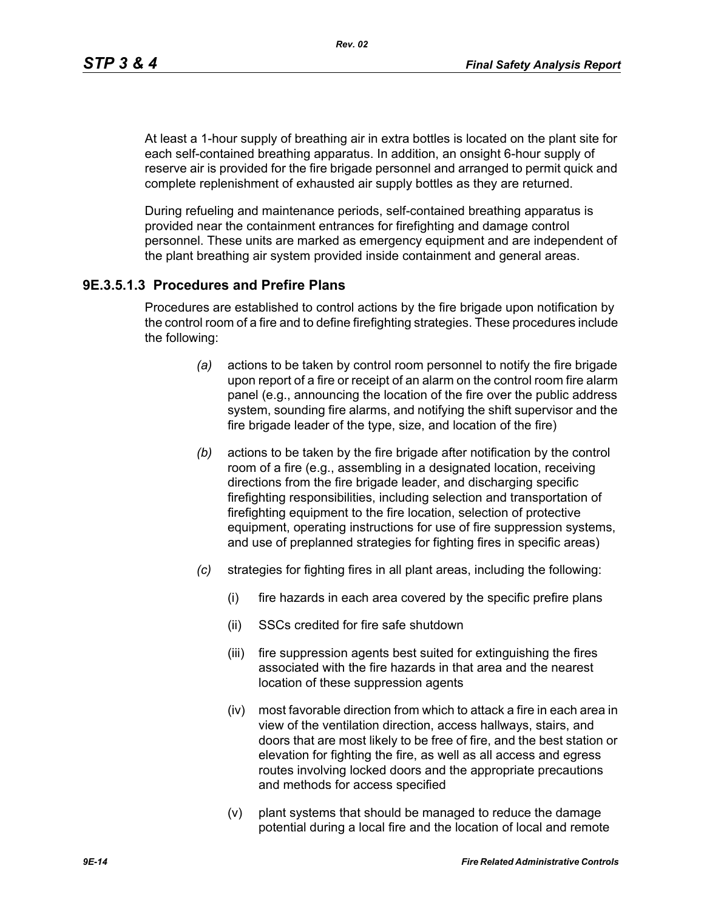At least a 1-hour supply of breathing air in extra bottles is located on the plant site for each self-contained breathing apparatus. In addition, an onsight 6-hour supply of reserve air is provided for the fire brigade personnel and arranged to permit quick and complete replenishment of exhausted air supply bottles as they are returned.

During refueling and maintenance periods, self-contained breathing apparatus is provided near the containment entrances for firefighting and damage control personnel. These units are marked as emergency equipment and are independent of the plant breathing air system provided inside containment and general areas.

### 9E.3.5.1.3 Procedures and Prefire Plans

Procedures are established to control actions by the fire brigade upon notification by the control room of a fire and to define firefighting strategies. These procedures include the following:

*(a)* actions to be taken by control room personnel to notify the fire brigade upon report of a fire or receipt of an alarm on the control room fire alarm panel (e.g., announcing the location of the fire over the public address system, sounding fire alarms, and notifying the shift supervisor and the fire brigade leader of the type, size, and location of the fire)

*(b)* actions to be taken by the fire brigade after notification by the control room of a fire (e.g., assembling in a designated location, receiving directions from the fire brigade leader, and discharging specific firefighting responsibilities, including selection and transportation of firefighting equipment to the fire location, selection of protective equipment, operating instructions for use of fire suppression systems, and use of preplanned strategies for fighting fires in specific areas)

*(c)* strategies for fighting fires in all plant areas, including the following:

(i) fire hazards in each area covered by the specific prefire plans

(ii) SSCs credited for fire safe shutdown

(iii) fire suppression agents best suited for extinguishing the fires associated with the fire hazards in that area and the nearest location of these suppression agents

(iv) most favorable direction from which to attack a fire in each area in view of the ventilation direction, access hallways, stairs, and doors that are most likely to be free of fire, and the best station or elevation for fighting the fire, as well as all access and egress routes involving locked doors and the appropriate precautions and methods for access specified

(v) plant systems that should be managed to reduce the damage potential during a local fire and the location of local and remote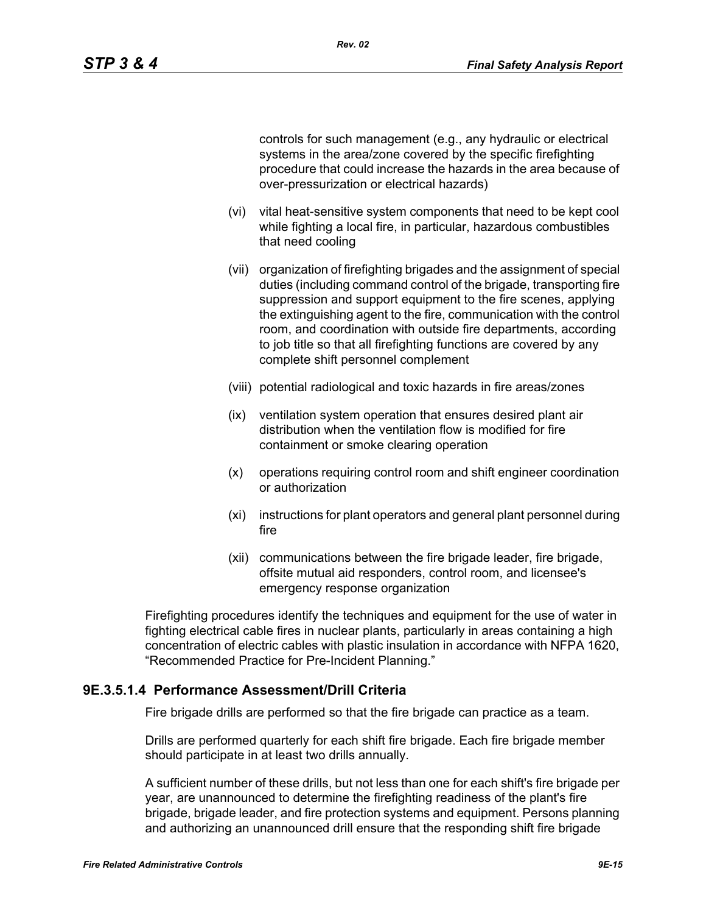controls for such management (e.g., any hydraulic or electrical systems in the area/zone covered by the specific firefighting procedure that could increase the hazards in the area because of over-pressurization or electrical hazards)

(vi) vital heat-sensitive system components that need to be kept cool while fighting a local fire, in particular, hazardous combustibles that need cooling

(vii) organization of firefighting brigades and the assignment of special duties (including command control of the brigade, transporting fire suppression and support equipment to the fire scenes, applying the extinguishing agent to the fire, communication with the control room, and coordination with outside fire departments, according to job title so that all firefighting functions are covered by any complete shift personnel complement

(viii) potential radiological and toxic hazards in fire areas/zones

(ix) ventilation system operation that ensures desired plant air distribution when the ventilation flow is modified for fire containment or smoke clearing operation

(x) operations requiring control room and shift engineer coordination or authorization

(xi) instructions for plant operators and general plant personnel during fire

(xii) communications between the fire brigade leader, fire brigade, offsite mutual aid responders, control room, and licensee's emergency response organization

Firefighting procedures identify the techniques and equipment for the use of water in fighting electrical cable fires in nuclear plants, particularly in areas containing a high concentration of electric cables with plastic insulation in accordance with NFPA 1620, "Recommended Practice for Pre-Incident Planning."

### 9E.3.5.1.4 Performance Assessment/Drill Criteria

Fire brigade drills are performed so that the fire brigade can practice as a team.

Drills are performed quarterly for each shift fire brigade. Each fire brigade member should participate in at least two drills annually.

A sufficient number of these drills, but not less than one for each shift's fire brigade per year, are unannounced to determine the firefighting readiness of the plant's fire brigade, brigade leader, and fire protection systems and equipment. Persons planning and authorizing an unannounced drill ensure that the responding shift fire brigade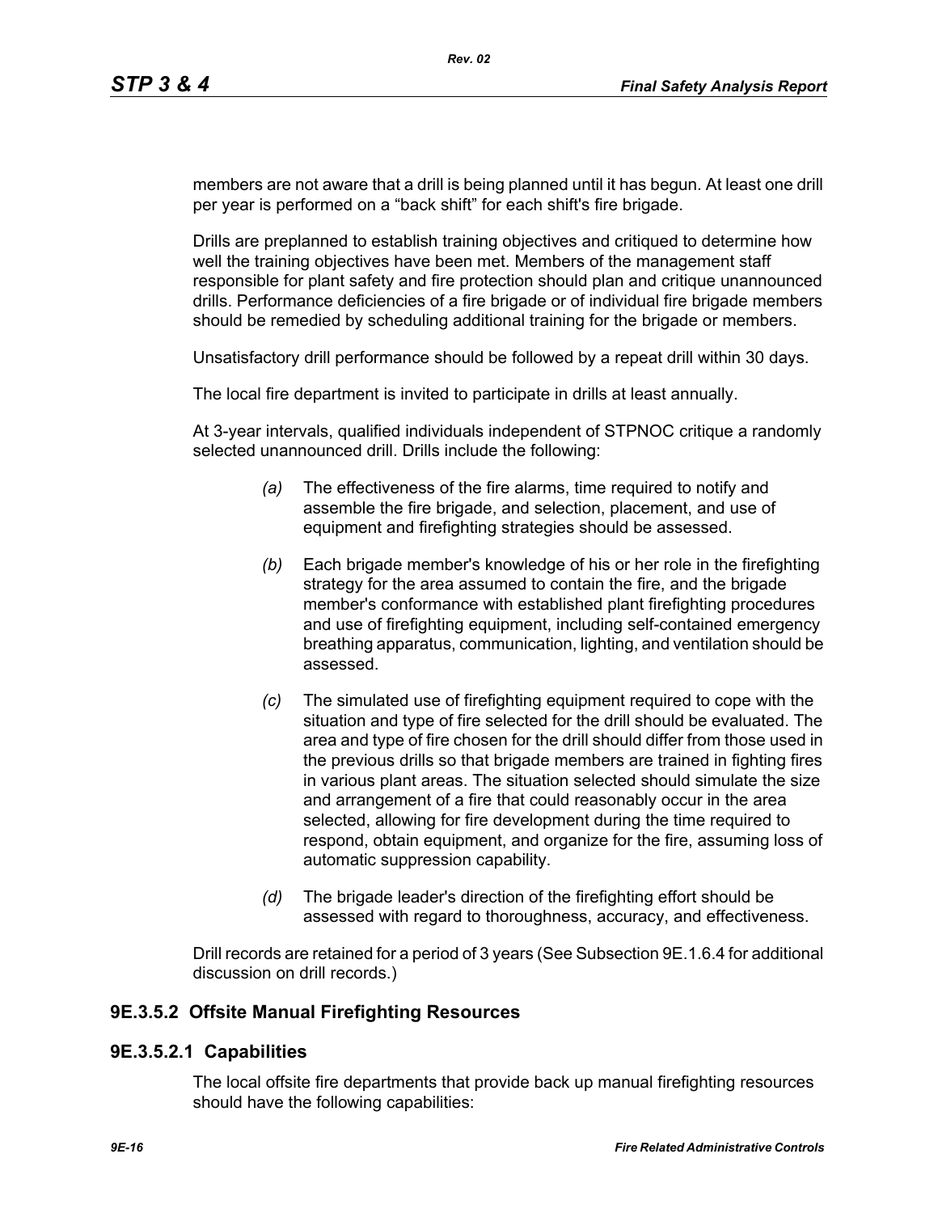members are not aware that a drill is being planned until it has begun. At least one drill per year is performed on a "back shift" for each shift's fire brigade.

Drills are preplanned to establish training objectives and critiqued to determine how well the training objectives have been met. Members of the management staff responsible for plant safety and fire protection should plan and critique unannounced drills. Performance deficiencies of a fire brigade or of individual fire brigade members should be remedied by scheduling additional training for the brigade or members.

Unsatisfactory drill performance should be followed by a repeat drill within 30 days.

The local fire department is invited to participate in drills at least annually.

At 3-year intervals, qualified individuals independent of STPNOC critique a randomly selected unannounced drill. Drills include the following:

*(a)* The effectiveness of the fire alarms, time required to notify and assemble the fire brigade, and selection, placement, and use of equipment and firefighting strategies should be assessed.

*(b)* Each brigade member's knowledge of his or her role in the firefighting strategy for the area assumed to contain the fire, and the brigade member's conformance with established plant firefighting procedures and use of firefighting equipment, including self-contained emergency breathing apparatus, communication, lighting, and ventilation should be assessed.

*(c)* The simulated use of firefighting equipment required to cope with the situation and type of fire selected for the drill should be evaluated. The area and type of fire chosen for the drill should differ from those used in the previous drills so that brigade members are trained in fighting fires in various plant areas. The situation selected should simulate the size and arrangement of a fire that could reasonably occur in the area selected, allowing for fire development during the time required to respond, obtain equipment, and organize for the fire, assuming loss of automatic suppression capability.

*(d)* The brigade leader's direction of the firefighting effort should be assessed with regard to thoroughness, accuracy, and effectiveness.

Drill records are retained for a period of 3 years (See Subsection 9E.1.6.4 for additional discussion on drill records.)

## 9E.3.5.2 Offsite Manual Firefighting Resources

### 9E.3.5.2.1 Capabilities

The local offsite fire departments that provide back up manual firefighting resources should have the following capabilities: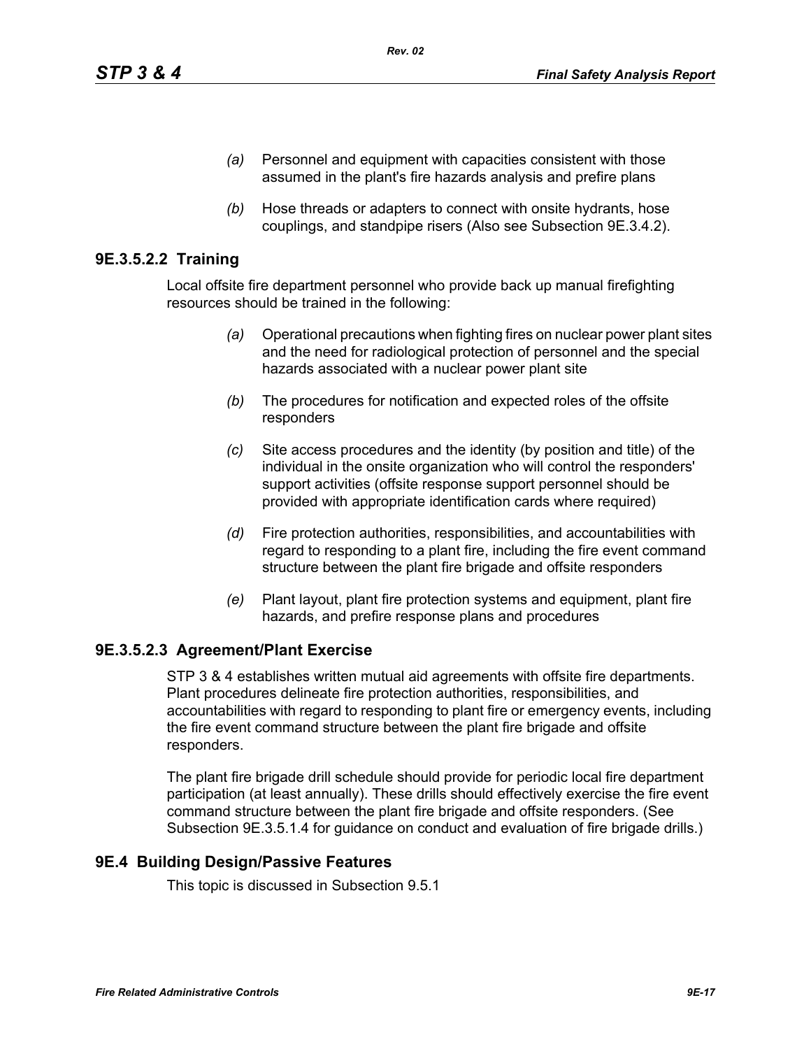*(a)* Personnel and equipment with capacities consistent with those assumed in the plant's fire hazards analysis and prefire plans

*(b)* Hose threads or adapters to connect with onsite hydrants, hose couplings, and standpipe risers (Also see Subsection 9E.3.4.2).

### 9E.3.5.2.2 Training

Local offsite fire department personnel who provide back up manual firefighting resources should be trained in the following:

*(a)* Operational precautions when fighting fires on nuclear power plant sites and the need for radiological protection of personnel and the special hazards associated with a nuclear power plant site

*(b)* The procedures for notification and expected roles of the offsite responders

*(c)* Site access procedures and the identity (by position and title) of the individual in the onsite organization who will control the responders' support activities (offsite response support personnel should be provided with appropriate identification cards where required)

*(d)* Fire protection authorities, responsibilities, and accountabilities with regard to responding to a plant fire, including the fire event command structure between the plant fire brigade and offsite responders

*(e)* Plant layout, plant fire protection systems and equipment, plant fire hazards, and prefire response plans and procedures

### 9E.3.5.2.3 Agreement/Plant Exercise

STP 3 & 4 establishes written mutual aid agreements with offsite fire departments. Plant procedures delineate fire protection authorities, responsibilities, and accountabilities with regard to responding to plant fire or emergency events, including the fire event command structure between the plant fire brigade and offsite responders.

The plant fire brigade drill schedule should provide for periodic local fire department participation (at least annually). These drills should effectively exercise the fire event command structure between the plant fire brigade and offsite responders. (See Subsection 9E.3.5.1.4 for guidance on conduct and evaluation of fire brigade drills.)

## 9E.4 Building Design/Passive Features

This topic is discussed in Subsection 9.5.1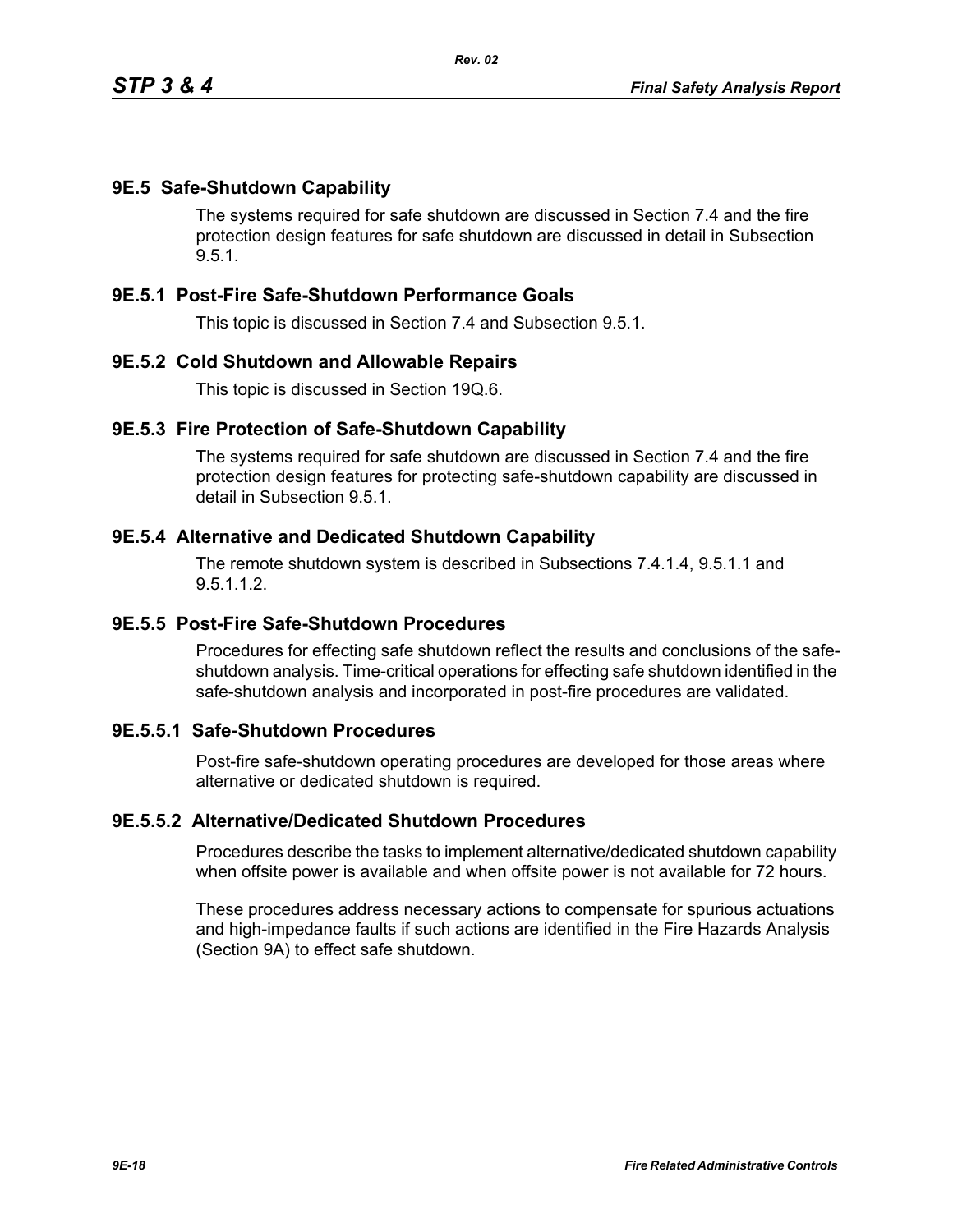## 9E.5 Safe-Shutdown Capability

The systems required for safe shutdown are discussed in Section 7.4 and the fire protection design features for safe shutdown are discussed in detail in Subsection 9.5.1.

### 9E.5.1 Post-Fire Safe-Shutdown Performance Goals

This topic is discussed in Section 7.4 and Subsection 9.5.1.

### 9E.5.2 Cold Shutdown and Allowable Repairs

This topic is discussed in Section 19Q.6.

### 9E.5.3 Fire Protection of Safe-Shutdown Capability

The systems required for safe shutdown are discussed in Section 7.4 and the fire protection design features for protecting safe-shutdown capability are discussed in detail in Subsection 9.5.1.

### 9E.5.4 Alternative and Dedicated Shutdown Capability

The remote shutdown system is described in Subsections 7.4.1.4, 9.5.1.1 and 9.5.1.1.2.

### 9E.5.5 Post-Fire Safe-Shutdown Procedures

Procedures for effecting safe shutdown reflect the results and conclusions of the safe-shutdown analysis. Time-critical operations for effecting safe shutdown identified in the safe-shutdown analysis and incorporated in post-fire procedures are validated.

#### 9E.5.5.1 Safe-Shutdown Procedures

Post-fire safe-shutdown operating procedures are developed for those areas where alternative or dedicated shutdown is required.

#### 9E.5.5.2 Alternative/Dedicated Shutdown Procedures

Procedures describe the tasks to implement alternative/dedicated shutdown capability when offsite power is available and when offsite power is not available for 72 hours.

These procedures address necessary actions to compensate for spurious actuations and high-impedance faults if such actions are identified in the Fire Hazards Analysis (Section 9A) to effect safe shutdown.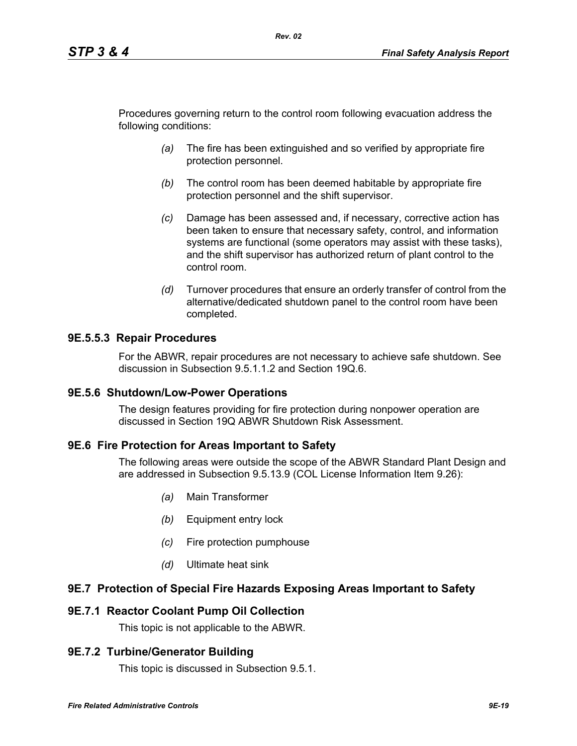Procedures governing return to the control room following evacuation address the following conditions:

*(a)* The fire has been extinguished and so verified by appropriate fire protection personnel.

*(b)* The control room has been deemed habitable by appropriate fire protection personnel and the shift supervisor.

*(c)* Damage has been assessed and, if necessary, corrective action has been taken to ensure that necessary safety, control, and information systems are functional (some operators may assist with these tasks), and the shift supervisor has authorized return of plant control to the control room.

*(d)* Turnover procedures that ensure an orderly transfer of control from the alternative/dedicated shutdown panel to the control room have been completed.

### 9E.5.5.3 Repair Procedures

For the ABWR, repair procedures are not necessary to achieve safe shutdown. See discussion in Subsection 9.5.1.1.2 and Section 19Q.6.

## 9E.5.6 Shutdown/Low-Power Operations

The design features providing for fire protection during nonpower operation are discussed in Section 19Q ABWR Shutdown Risk Assessment.

## 9E.6 Fire Protection for Areas Important to Safety

The following areas were outside the scope of the ABWR Standard Plant Design and are addressed in Subsection 9.5.13.9 (COL License Information Item 9.26):

*(a)* Main Transformer

*(b)* Equipment entry lock

*(c)* Fire protection pumphouse

*(d)* Ultimate heat sink

## 9E.7 Protection of Special Fire Hazards Exposing Areas Important to Safety

### 9E.7.1 Reactor Coolant Pump Oil Collection

This topic is not applicable to the ABWR.

### 9E.7.2 Turbine/Generator Building

This topic is discussed in Subsection 9.5.1.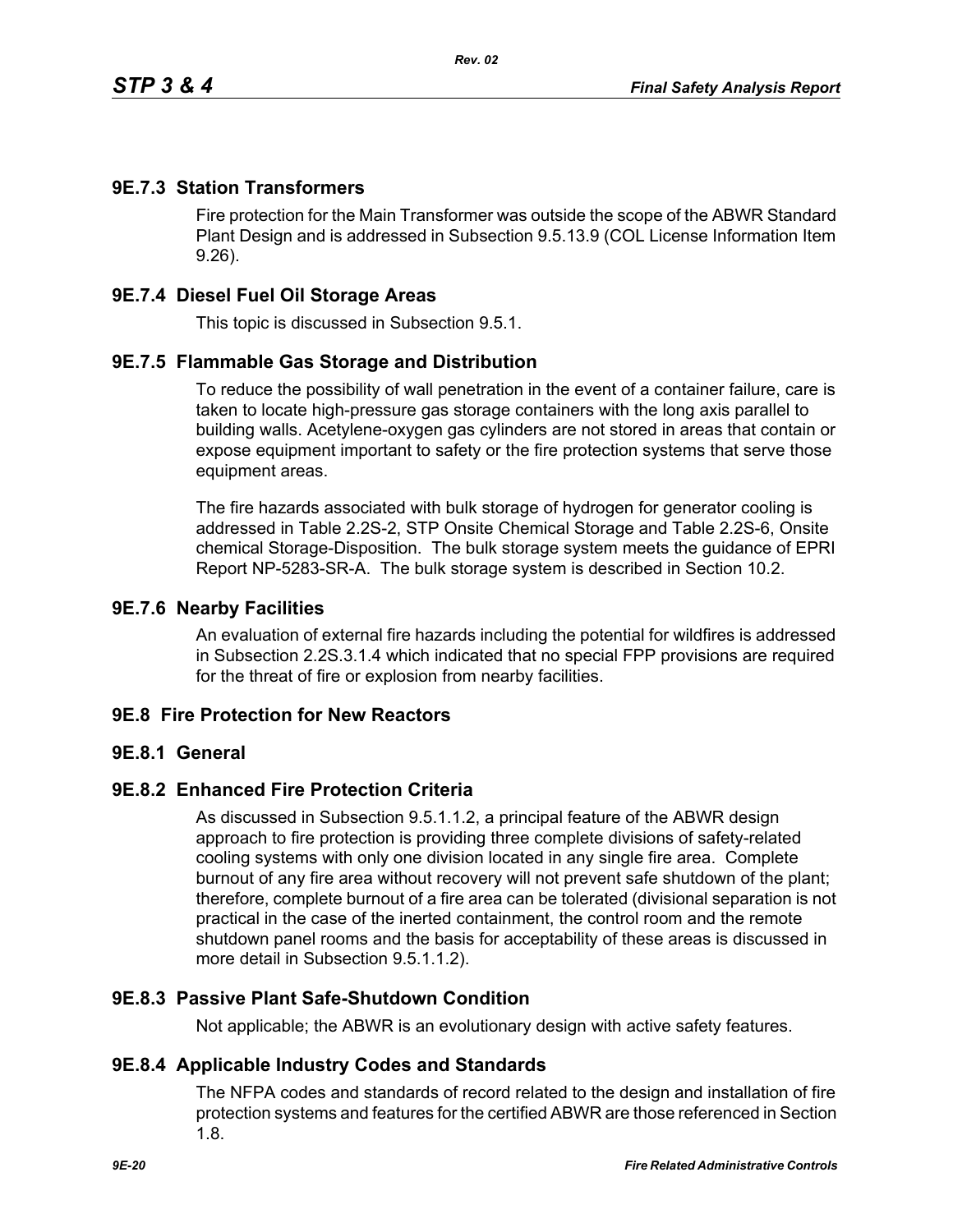### 9E.7.3 Station Transformers

Fire protection for the Main Transformer was outside the scope of the ABWR Standard Plant Design and is addressed in Subsection 9.5.13.9 (COL License Information Item 9.26).

### 9E.7.4 Diesel Fuel Oil Storage Areas

This topic is discussed in Subsection 9.5.1.

### 9E.7.5 Flammable Gas Storage and Distribution

To reduce the possibility of wall penetration in the event of a container failure, care is taken to locate high-pressure gas storage containers with the long axis parallel to building walls. Acetylene-oxygen gas cylinders are not stored in areas that contain or expose equipment important to safety or the fire protection systems that serve those equipment areas.

The fire hazards associated with bulk storage of hydrogen for generator cooling is addressed in Table 2.2S-2, STP Onsite Chemical Storage and Table 2.2S-6, Onsite chemical Storage-Disposition. The bulk storage system meets the guidance of EPRI Report NP-5283-SR-A. The bulk storage system is described in Section 10.2.

### 9E.7.6 Nearby Facilities

An evaluation of external fire hazards including the potential for wildfires is addressed in Subsection 2.2S.3.1.4 which indicated that no special FPP provisions are required for the threat of fire or explosion from nearby facilities.

## 9E.8 Fire Protection for New Reactors

### 9E.8.1 General

### 9E.8.2 Enhanced Fire Protection Criteria

As discussed in Subsection 9.5.1.1.2, a principal feature of the ABWR design approach to fire protection is providing three complete divisions of safety-related cooling systems with only one division located in any single fire area. Complete burnout of any fire area without recovery will not prevent safe shutdown of the plant; therefore, complete burnout of a fire area can be tolerated (divisional separation is not practical in the case of the inerted containment, the control room and the remote shutdown panel rooms and the basis for acceptability of these areas is discussed in more detail in Subsection 9.5.1.1.2).

### 9E.8.3 Passive Plant Safe-Shutdown Condition

Not applicable; the ABWR is an evolutionary design with active safety features.

### 9E.8.4 Applicable Industry Codes and Standards

The NFPA codes and standards of record related to the design and installation of fire protection systems and features for the certified ABWR are those referenced in Section 1.8.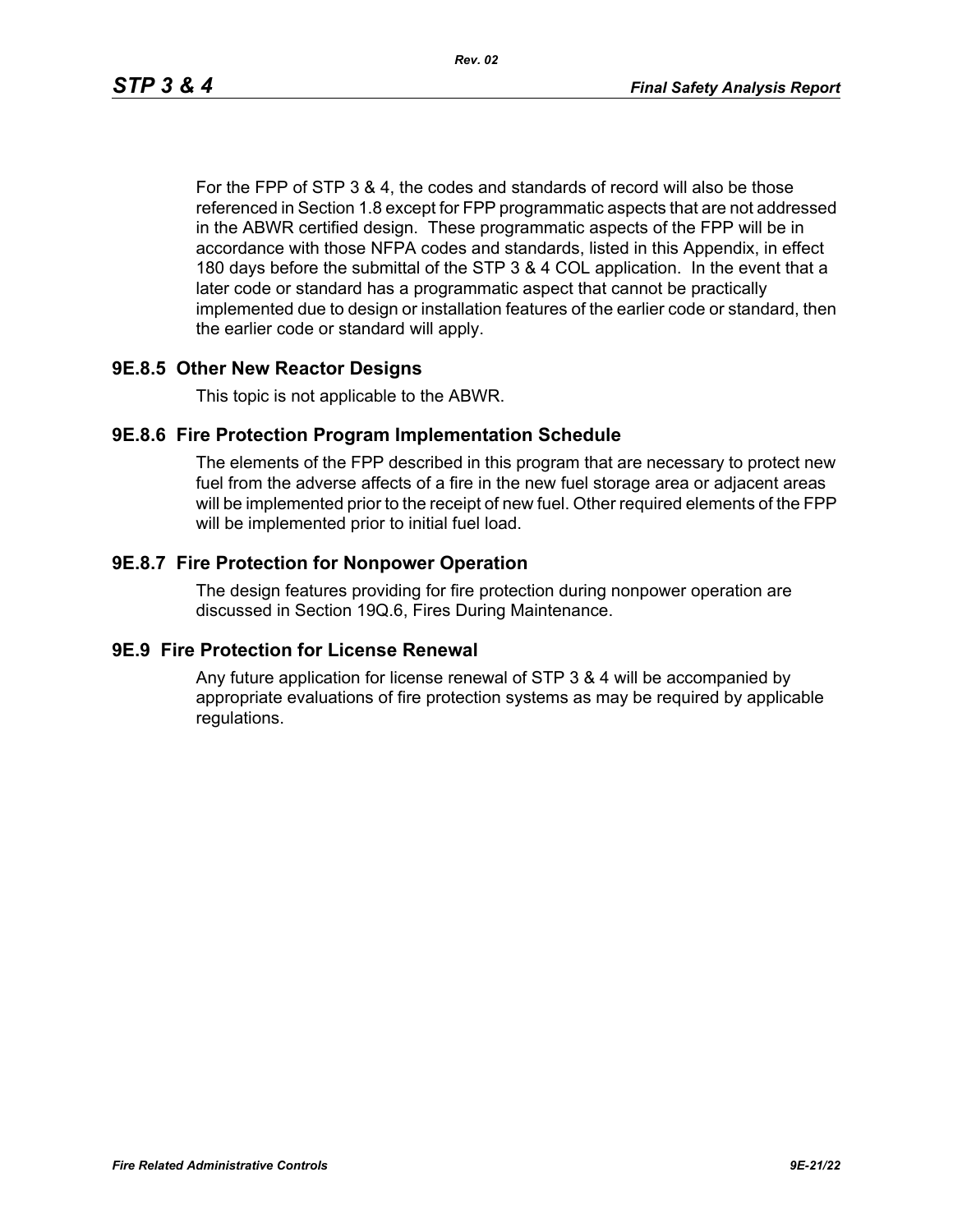For the FPP of STP 3 & 4, the codes and standards of record will also be those referenced in Section 1.8 except for FPP programmatic aspects that are not addressed in the ABWR certified design. These programmatic aspects of the FPP will be in accordance with those NFPA codes and standards, listed in this Appendix, in effect 180 days before the submittal of the STP 3 & 4 COL application. In the event that a later code or standard has a programmatic aspect that cannot be practically implemented due to design or installation features of the earlier code or standard, then the earlier code or standard will apply.

### 9E.8.5 Other New Reactor Designs

This topic is not applicable to the ABWR.

### 9E.8.6 Fire Protection Program Implementation Schedule

The elements of the FPP described in this program that are necessary to protect new fuel from the adverse affects of a fire in the new fuel storage area or adjacent areas will be implemented prior to the receipt of new fuel. Other required elements of the FPP will be implemented prior to initial fuel load.

### 9E.8.7 Fire Protection for Nonpower Operation

The design features providing for fire protection during nonpower operation are discussed in Section 19Q.6, Fires During Maintenance.

## 9E.9 Fire Protection for License Renewal

Any future application for license renewal of STP 3 & 4 will be accompanied by appropriate evaluations of fire protection systems as may be required by applicable regulations.